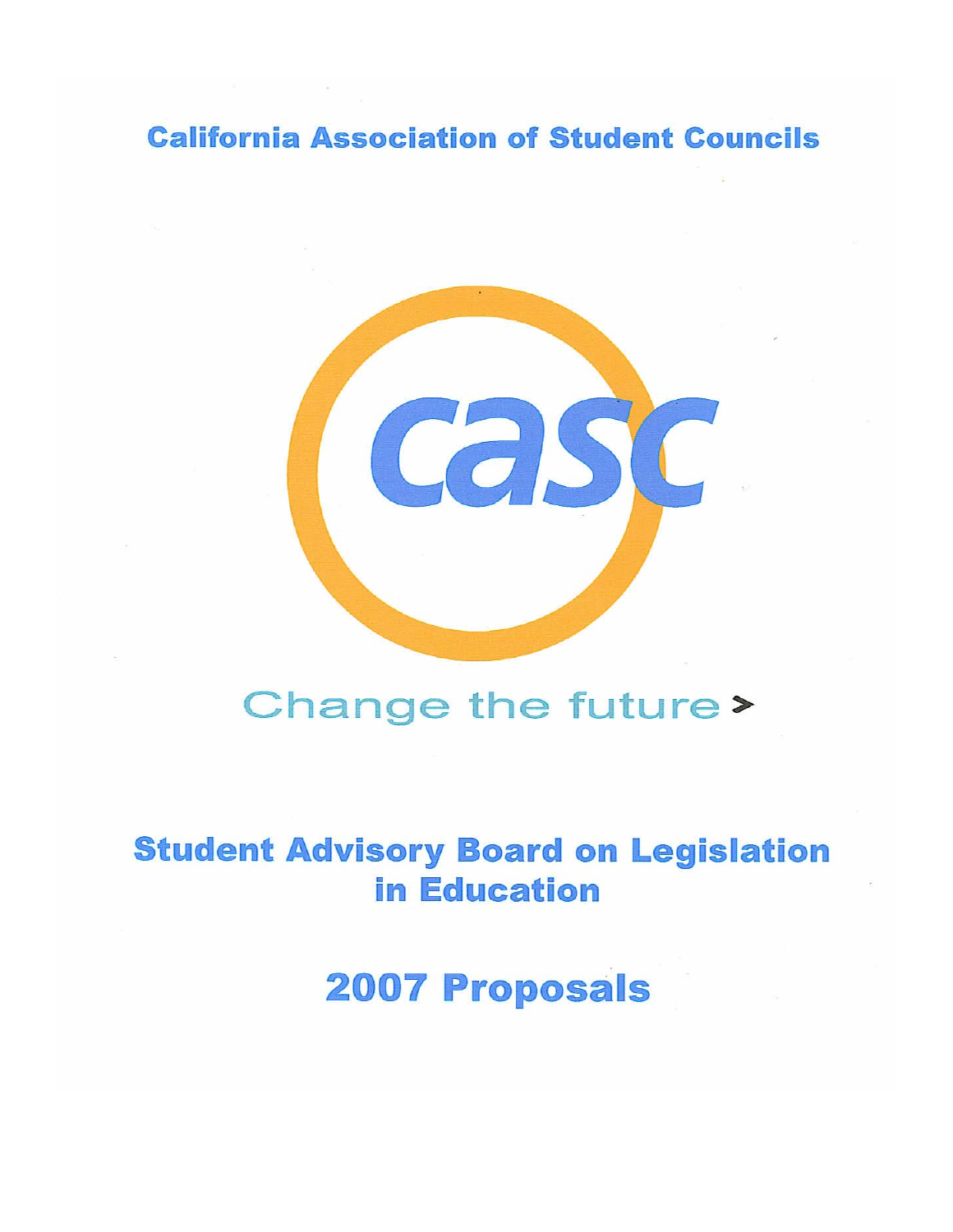# California Association of Student Councils

casc

Change the future >

# Student Advisory Board on Legislation in Education

# 2007 Proposals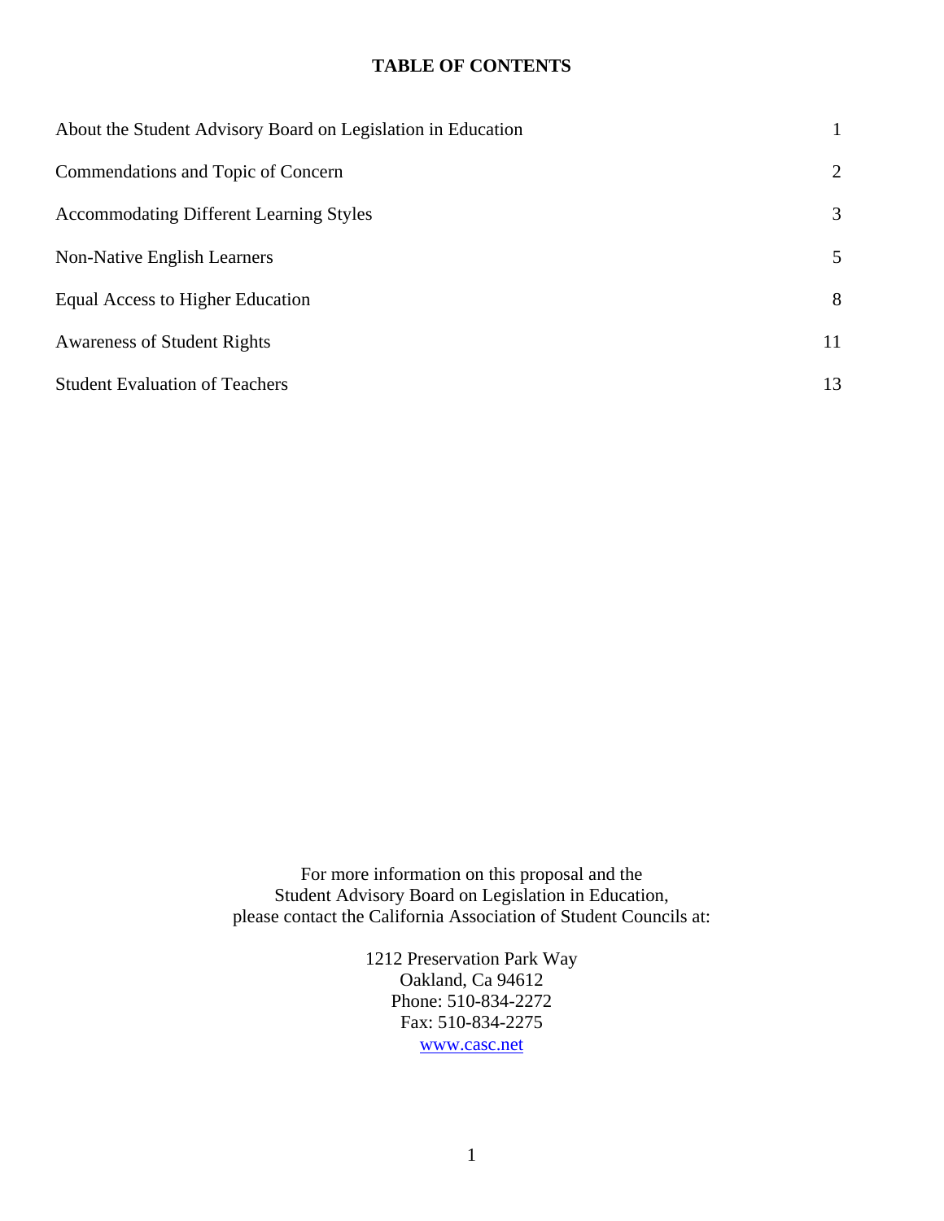# TABLE OF CONTENTS

| | |
|---|---|
| About the Student Advisory Board on Legislation in Education | 1 |
| Commendations and Topic of Concern | 2 |
| Accommodating Different Learning Styles | 3 |
| Non-Native English Learners | 5 |
| Equal Access to Higher Education | 8 |
| Awareness of Student Rights | 11 |
| Student Evaluation of Teachers | 13 |

For more information on this proposal and the
Student Advisory Board on Legislation in Education,
please contact the California Association of Student Councils at:

1212 Preservation Park Way
Oakland, Ca 94612
Phone: 510-834-2272
Fax: 510-834-2275
www.casc.net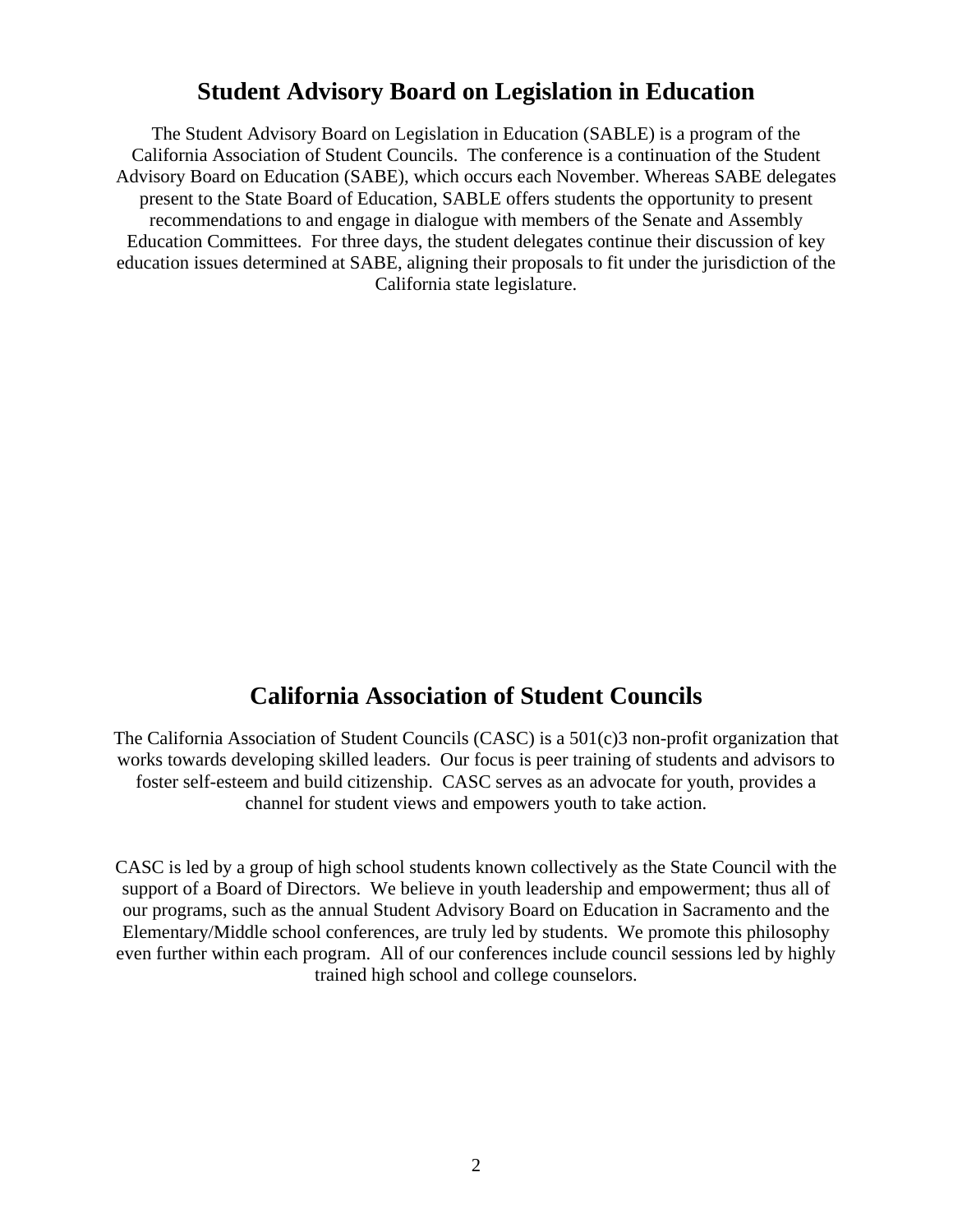## Student Advisory Board on Legislation in Education

The Student Advisory Board on Legislation in Education (SABLE) is a program of the California Association of Student Councils. The conference is a continuation of the Student Advisory Board on Education (SABE), which occurs each November. Whereas SABE delegates present to the State Board of Education, SABLE offers students the opportunity to present recommendations to and engage in dialogue with members of the Senate and Assembly Education Committees. For three days, the student delegates continue their discussion of key education issues determined at SABE, aligning their proposals to fit under the jurisdiction of the California state legislature.

## California Association of Student Councils

The California Association of Student Councils (CASC) is a 501(c)3 non-profit organization that works towards developing skilled leaders. Our focus is peer training of students and advisors to foster self-esteem and build citizenship. CASC serves as an advocate for youth, provides a channel for student views and empowers youth to take action.

CASC is led by a group of high school students known collectively as the State Council with the support of a Board of Directors. We believe in youth leadership and empowerment; thus all of our programs, such as the annual Student Advisory Board on Education in Sacramento and the Elementary/Middle school conferences, are truly led by students. We promote this philosophy even further within each program. All of our conferences include council sessions led by highly trained high school and college counselors.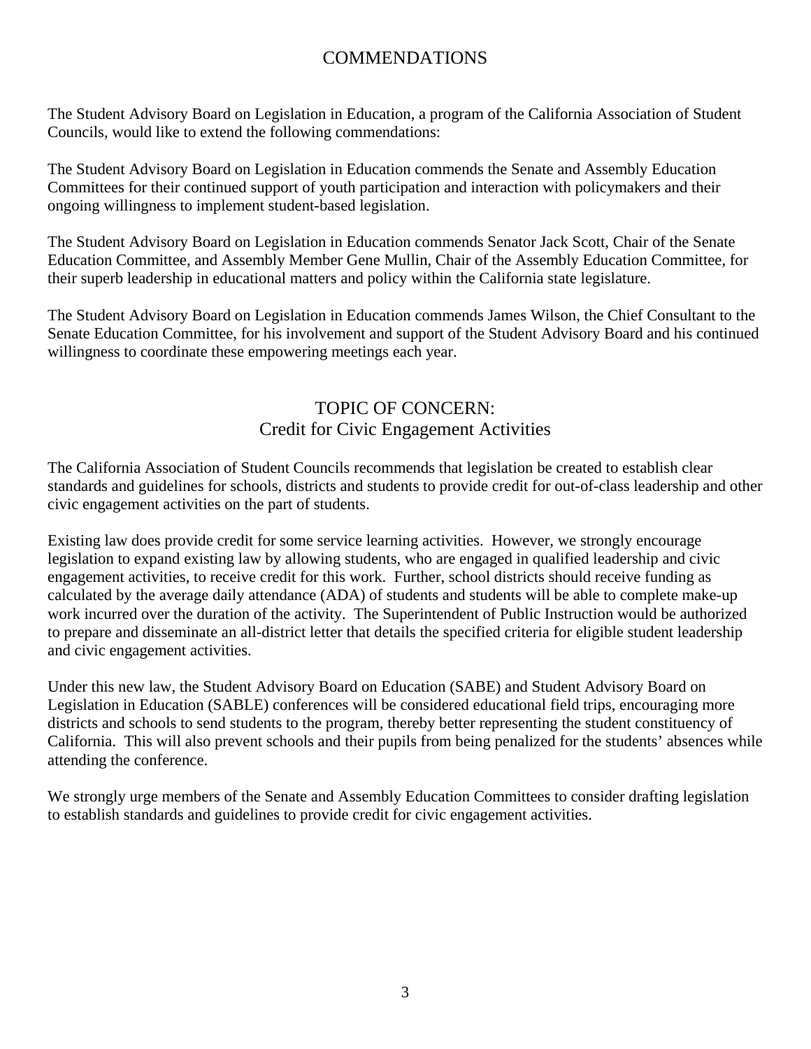## COMMENDATIONS

The Student Advisory Board on Legislation in Education, a program of the California Association of Student Councils, would like to extend the following commendations:

The Student Advisory Board on Legislation in Education commends the Senate and Assembly Education Committees for their continued support of youth participation and interaction with policymakers and their ongoing willingness to implement student-based legislation.

The Student Advisory Board on Legislation in Education commends Senator Jack Scott, Chair of the Senate Education Committee, and Assembly Member Gene Mullin, Chair of the Assembly Education Committee, for their superb leadership in educational matters and policy within the California state legislature.

The Student Advisory Board on Legislation in Education commends James Wilson, the Chief Consultant to the Senate Education Committee, for his involvement and support of the Student Advisory Board and his continued willingness to coordinate these empowering meetings each year.

## TOPIC OF CONCERN: Credit for Civic Engagement Activities

The California Association of Student Councils recommends that legislation be created to establish clear standards and guidelines for schools, districts and students to provide credit for out-of-class leadership and other civic engagement activities on the part of students.

Existing law does provide credit for some service learning activities. However, we strongly encourage legislation to expand existing law by allowing students, who are engaged in qualified leadership and civic engagement activities, to receive credit for this work. Further, school districts should receive funding as calculated by the average daily attendance (ADA) of students and students will be able to complete make-up work incurred over the duration of the activity. The Superintendent of Public Instruction would be authorized to prepare and disseminate an all-district letter that details the specified criteria for eligible student leadership and civic engagement activities.

Under this new law, the Student Advisory Board on Education (SABE) and Student Advisory Board on Legislation in Education (SABLE) conferences will be considered educational field trips, encouraging more districts and schools to send students to the program, thereby better representing the student constituency of California. This will also prevent schools and their pupils from being penalized for the students' absences while attending the conference.

We strongly urge members of the Senate and Assembly Education Committees to consider drafting legislation to establish standards and guidelines to provide credit for civic engagement activities.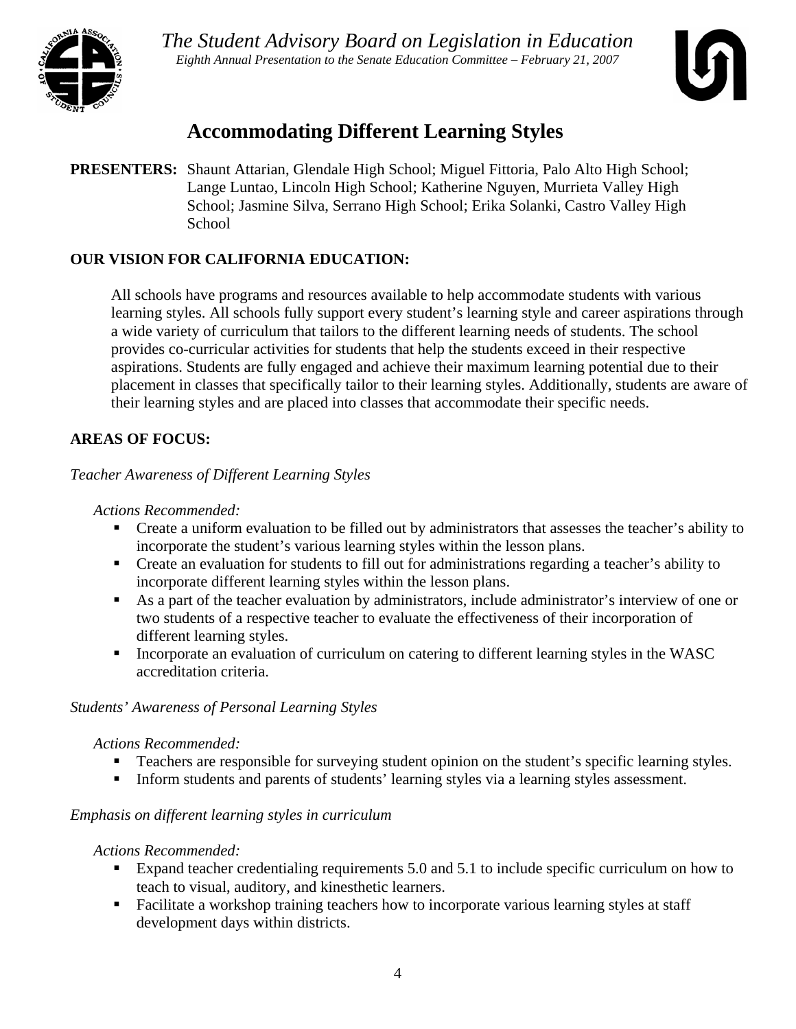*The Student Advisory Board on Legislation in Education*
*Eighth Annual Presentation to the Senate Education Committee – February 21, 2007*

# Accommodating Different Learning Styles

**PRESENTERS:** Shaunt Attarian, Glendale High School; Miguel Fittoria, Palo Alto High School; Lange Luntao, Lincoln High School; Katherine Nguyen, Murrieta Valley High School; Jasmine Silva, Serrano High School; Erika Solanki, Castro Valley High School

**OUR VISION FOR CALIFORNIA EDUCATION:**

All schools have programs and resources available to help accommodate students with various learning styles. All schools fully support every student's learning style and career aspirations through a wide variety of curriculum that tailors to the different learning needs of students. The school provides co-curricular activities for students that help the students exceed in their respective aspirations. Students are fully engaged and achieve their maximum learning potential due to their placement in classes that specifically tailor to their learning styles. Additionally, students are aware of their learning styles and are placed into classes that accommodate their specific needs.

**AREAS OF FOCUS:**

*Teacher Awareness of Different Learning Styles*

*Actions Recommended:*

- Create a uniform evaluation to be filled out by administrators that assesses the teacher's ability to incorporate the student's various learning styles within the lesson plans.
- Create an evaluation for students to fill out for administrations regarding a teacher's ability to incorporate different learning styles within the lesson plans.
- As a part of the teacher evaluation by administrators, include administrator's interview of one or two students of a respective teacher to evaluate the effectiveness of their incorporation of different learning styles.
- Incorporate an evaluation of curriculum on catering to different learning styles in the WASC accreditation criteria.

*Students' Awareness of Personal Learning Styles*

*Actions Recommended:*

- Teachers are responsible for surveying student opinion on the student's specific learning styles.
- Inform students and parents of students' learning styles via a learning styles assessment.

*Emphasis on different learning styles in curriculum*

*Actions Recommended:*

- Expand teacher credentialing requirements 5.0 and 5.1 to include specific curriculum on how to teach to visual, auditory, and kinesthetic learners.
- Facilitate a workshop training teachers how to incorporate various learning styles at staff development days within districts.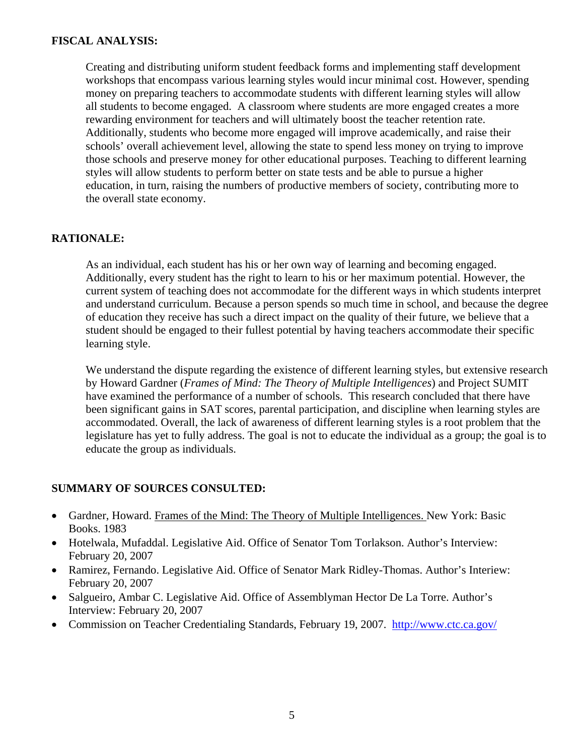## FISCAL ANALYSIS:

Creating and distributing uniform student feedback forms and implementing staff development workshops that encompass various learning styles would incur minimal cost. However, spending money on preparing teachers to accommodate students with different learning styles will allow all students to become engaged. A classroom where students are more engaged creates a more rewarding environment for teachers and will ultimately boost the teacher retention rate. Additionally, students who become more engaged will improve academically, and raise their schools' overall achievement level, allowing the state to spend less money on trying to improve those schools and preserve money for other educational purposes. Teaching to different learning styles will allow students to perform better on state tests and be able to pursue a higher education, in turn, raising the numbers of productive members of society, contributing more to the overall state economy.

## RATIONALE:

As an individual, each student has his or her own way of learning and becoming engaged. Additionally, every student has the right to learn to his or her maximum potential. However, the current system of teaching does not accommodate for the different ways in which students interpret and understand curriculum. Because a person spends so much time in school, and because the degree of education they receive has such a direct impact on the quality of their future, we believe that a student should be engaged to their fullest potential by having teachers accommodate their specific learning style.

We understand the dispute regarding the existence of different learning styles, but extensive research by Howard Gardner (*Frames of Mind: The Theory of Multiple Intelligences*) and Project SUMIT have examined the performance of a number of schools. This research concluded that there have been significant gains in SAT scores, parental participation, and discipline when learning styles are accommodated. Overall, the lack of awareness of different learning styles is a root problem that the legislature has yet to fully address. The goal is not to educate the individual as a group; the goal is to educate the group as individuals.

## SUMMARY OF SOURCES CONSULTED:

- Gardner, Howard. Frames of the Mind: The Theory of Multiple Intelligences. New York: Basic Books. 1983
- Hotelwala, Mufaddal. Legislative Aid. Office of Senator Tom Torlakson. Author's Interview: February 20, 2007
- Ramirez, Fernando. Legislative Aid. Office of Senator Mark Ridley-Thomas. Author's Interiew: February 20, 2007
- Salgueiro, Ambar C. Legislative Aid. Office of Assemblyman Hector De La Torre. Author's Interview: February 20, 2007
- Commission on Teacher Credentialing Standards, February 19, 2007. http://www.ctc.ca.gov/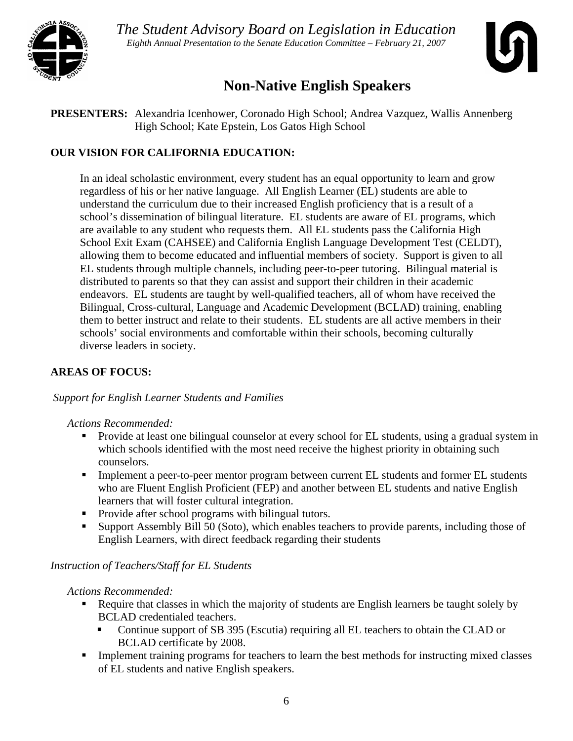*The Student Advisory Board on Legislation in Education*

*Eighth Annual Presentation to the Senate Education Committee – February 21, 2007*

# Non-Native English Speakers

**PRESENTERS:** Alexandria Icenhower, Coronado High School; Andrea Vazquez, Wallis Annenberg High School; Kate Epstein, Los Gatos High School

**OUR VISION FOR CALIFORNIA EDUCATION:**

In an ideal scholastic environment, every student has an equal opportunity to learn and grow regardless of his or her native language. All English Learner (EL) students are able to understand the curriculum due to their increased English proficiency that is a result of a school's dissemination of bilingual literature. EL students are aware of EL programs, which are available to any student who requests them. All EL students pass the California High School Exit Exam (CAHSEE) and California English Language Development Test (CELDT), allowing them to become educated and influential members of society. Support is given to all EL students through multiple channels, including peer-to-peer tutoring. Bilingual material is distributed to parents so that they can assist and support their children in their academic endeavors. EL students are taught by well-qualified teachers, all of whom have received the Bilingual, Cross-cultural, Language and Academic Development (BCLAD) training, enabling them to better instruct and relate to their students. EL students are all active members in their schools' social environments and comfortable within their schools, becoming culturally diverse leaders in society.

**AREAS OF FOCUS:**

*Support for English Learner Students and Families*

*Actions Recommended:*

- Provide at least one bilingual counselor at every school for EL students, using a gradual system in which schools identified with the most need receive the highest priority in obtaining such counselors.
- Implement a peer-to-peer mentor program between current EL students and former EL students who are Fluent English Proficient (FEP) and another between EL students and native English learners that will foster cultural integration.
- Provide after school programs with bilingual tutors.
- Support Assembly Bill 50 (Soto), which enables teachers to provide parents, including those of English Learners, with direct feedback regarding their students

*Instruction of Teachers/Staff for EL Students*

*Actions Recommended:*

- Require that classes in which the majority of students are English learners be taught solely by BCLAD credentialed teachers.
  - Continue support of SB 395 (Escutia) requiring all EL teachers to obtain the CLAD or BCLAD certificate by 2008.
- Implement training programs for teachers to learn the best methods for instructing mixed classes of EL students and native English speakers.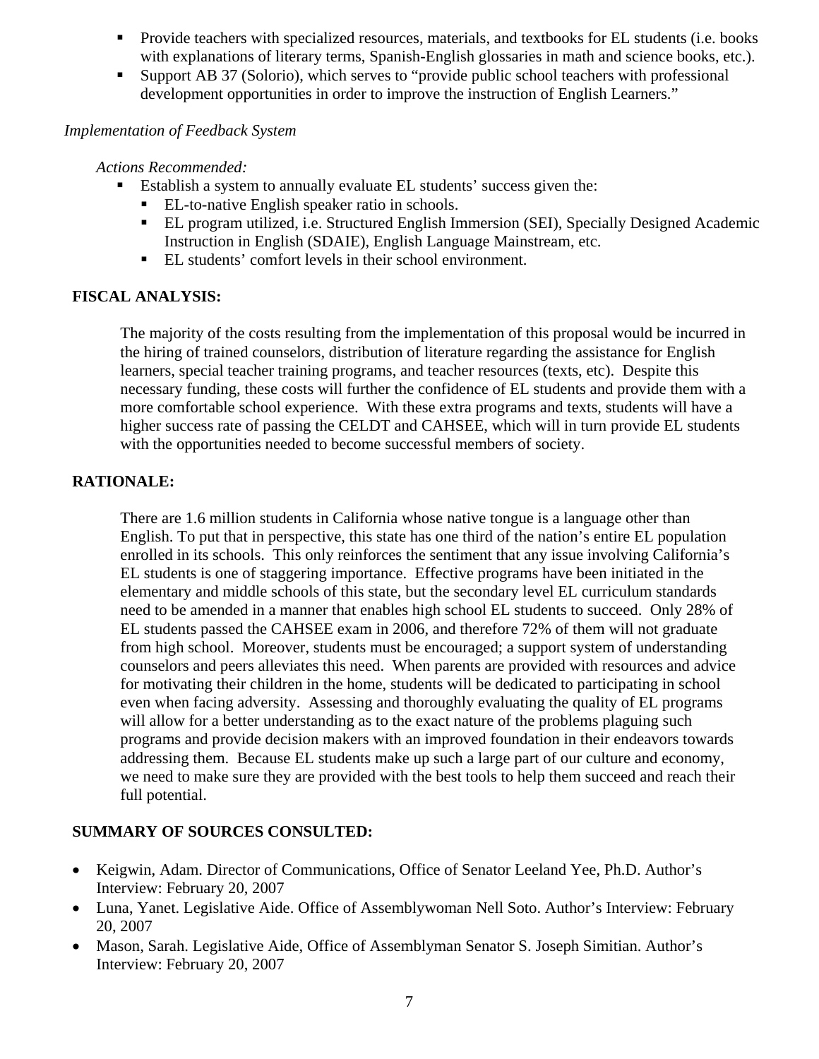- Provide teachers with specialized resources, materials, and textbooks for EL students (i.e. books with explanations of literary terms, Spanish-English glossaries in math and science books, etc.).
- Support AB 37 (Solorio), which serves to "provide public school teachers with professional development opportunities in order to improve the instruction of English Learners."

*Implementation of Feedback System*

*Actions Recommended:*

- Establish a system to annually evaluate EL students' success given the:
  - EL-to-native English speaker ratio in schools.
  - EL program utilized, i.e. Structured English Immersion (SEI), Specially Designed Academic Instruction in English (SDAIE), English Language Mainstream, etc.
  - EL students' comfort levels in their school environment.

**FISCAL ANALYSIS:**

The majority of the costs resulting from the implementation of this proposal would be incurred in the hiring of trained counselors, distribution of literature regarding the assistance for English learners, special teacher training programs, and teacher resources (texts, etc). Despite this necessary funding, these costs will further the confidence of EL students and provide them with a more comfortable school experience. With these extra programs and texts, students will have a higher success rate of passing the CELDT and CAHSEE, which will in turn provide EL students with the opportunities needed to become successful members of society.

**RATIONALE:**

There are 1.6 million students in California whose native tongue is a language other than English. To put that in perspective, this state has one third of the nation's entire EL population enrolled in its schools. This only reinforces the sentiment that any issue involving California's EL students is one of staggering importance. Effective programs have been initiated in the elementary and middle schools of this state, but the secondary level EL curriculum standards need to be amended in a manner that enables high school EL students to succeed. Only 28% of EL students passed the CAHSEE exam in 2006, and therefore 72% of them will not graduate from high school. Moreover, students must be encouraged; a support system of understanding counselors and peers alleviates this need. When parents are provided with resources and advice for motivating their children in the home, students will be dedicated to participating in school even when facing adversity. Assessing and thoroughly evaluating the quality of EL programs will allow for a better understanding as to the exact nature of the problems plaguing such programs and provide decision makers with an improved foundation in their endeavors towards addressing them. Because EL students make up such a large part of our culture and economy, we need to make sure they are provided with the best tools to help them succeed and reach their full potential.

**SUMMARY OF SOURCES CONSULTED:**

- Keigwin, Adam. Director of Communications, Office of Senator Leeland Yee, Ph.D. Author's Interview: February 20, 2007
- Luna, Yanet. Legislative Aide. Office of Assemblywoman Nell Soto. Author's Interview: February 20, 2007
- Mason, Sarah. Legislative Aide, Office of Assemblyman Senator S. Joseph Simitian. Author's Interview: February 20, 2007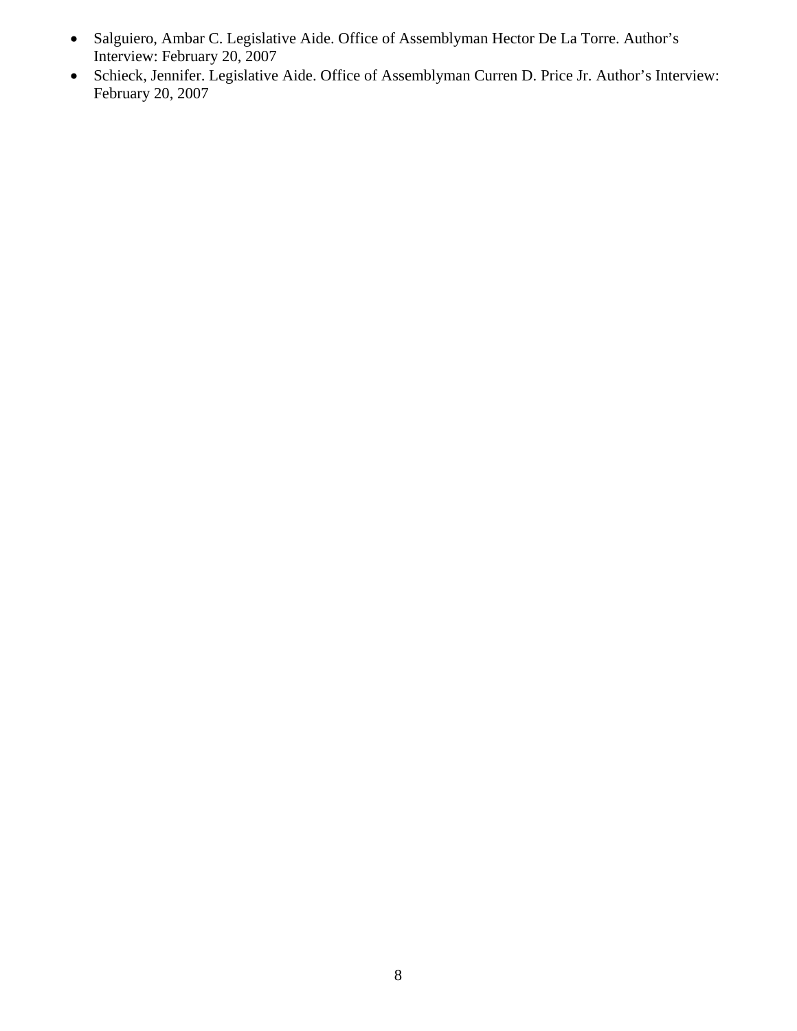- Salguiero, Ambar C. Legislative Aide. Office of Assemblyman Hector De La Torre. Author's Interview: February 20, 2007
- Schieck, Jennifer. Legislative Aide. Office of Assemblyman Curren D. Price Jr. Author's Interview: February 20, 2007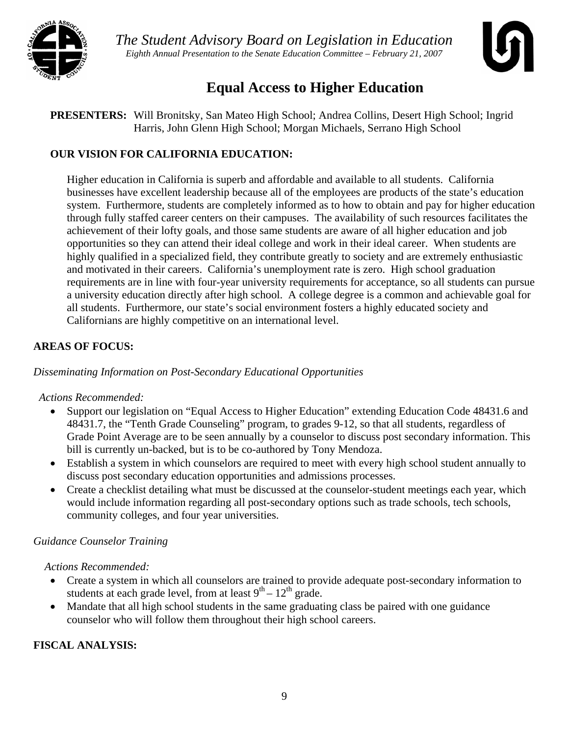*The Student Advisory Board on Legislation in Education*

*Eighth Annual Presentation to the Senate Education Committee – February 21, 2007*

# Equal Access to Higher Education

**PRESENTERS:** Will Bronitsky, San Mateo High School; Andrea Collins, Desert High School; Ingrid Harris, John Glenn High School; Morgan Michaels, Serrano High School

**OUR VISION FOR CALIFORNIA EDUCATION:**

Higher education in California is superb and affordable and available to all students. California businesses have excellent leadership because all of the employees are products of the state's education system. Furthermore, students are completely informed as to how to obtain and pay for higher education through fully staffed career centers on their campuses. The availability of such resources facilitates the achievement of their lofty goals, and those same students are aware of all higher education and job opportunities so they can attend their ideal college and work in their ideal career. When students are highly qualified in a specialized field, they contribute greatly to society and are extremely enthusiastic and motivated in their careers. California's unemployment rate is zero. High school graduation requirements are in line with four-year university requirements for acceptance, so all students can pursue a university education directly after high school. A college degree is a common and achievable goal for all students. Furthermore, our state's social environment fosters a highly educated society and Californians are highly competitive on an international level.

**AREAS OF FOCUS:**

*Disseminating Information on Post-Secondary Educational Opportunities*

*Actions Recommended:*

- Support our legislation on "Equal Access to Higher Education" extending Education Code 48431.6 and 48431.7, the "Tenth Grade Counseling" program, to grades 9-12, so that all students, regardless of Grade Point Average are to be seen annually by a counselor to discuss post secondary information. This bill is currently un-backed, but is to be co-authored by Tony Mendoza.
- Establish a system in which counselors are required to meet with every high school student annually to discuss post secondary education opportunities and admissions processes.
- Create a checklist detailing what must be discussed at the counselor-student meetings each year, which would include information regarding all post-secondary options such as trade schools, tech schools, community colleges, and four year universities.

*Guidance Counselor Training*

*Actions Recommended:*

- Create a system in which all counselors are trained to provide adequate post-secondary information to students at each grade level, from at least 9th – 12th grade.
- Mandate that all high school students in the same graduating class be paired with one guidance counselor who will follow them throughout their high school careers.

**FISCAL ANALYSIS:**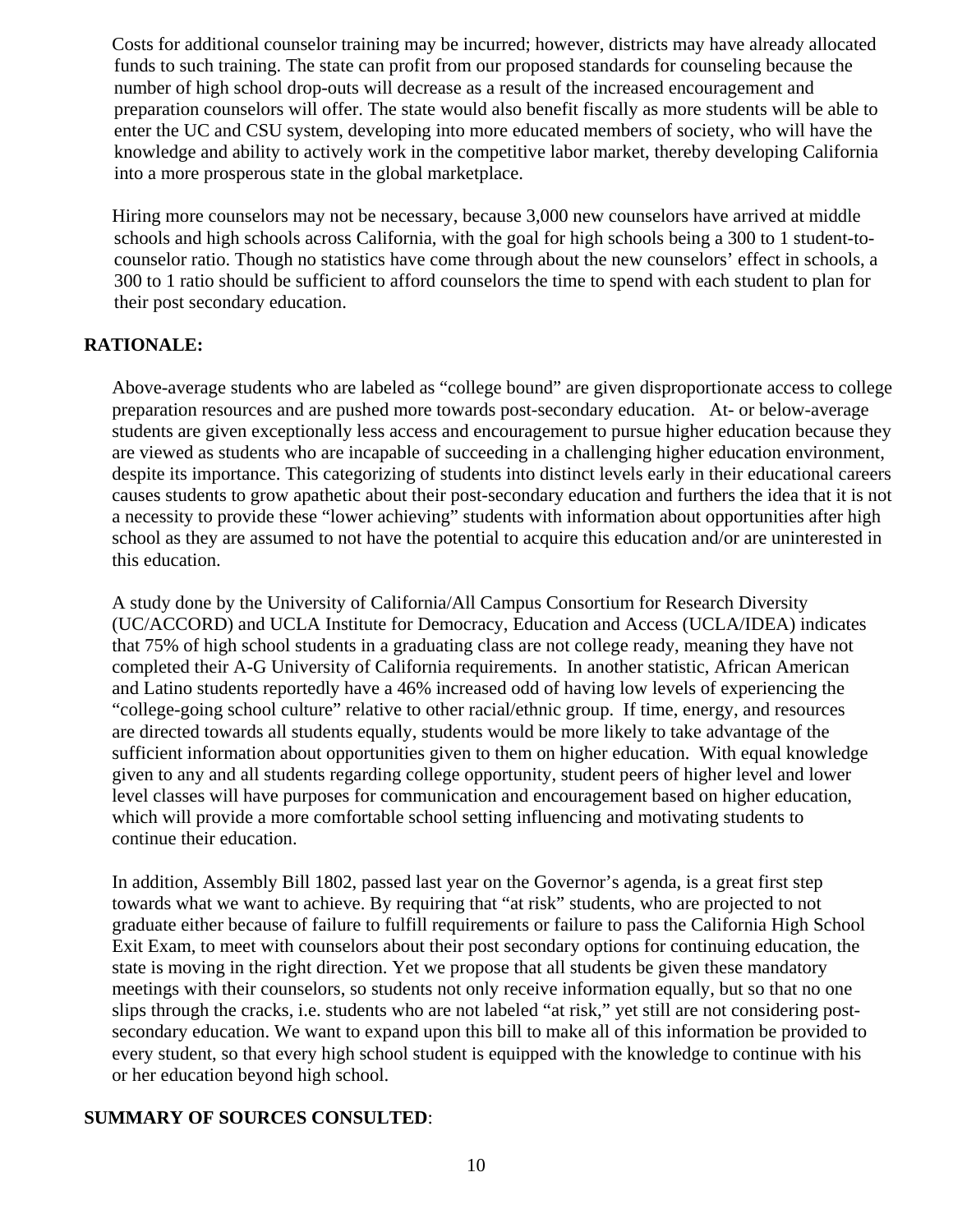Costs for additional counselor training may be incurred; however, districts may have already allocated funds to such training. The state can profit from our proposed standards for counseling because the number of high school drop-outs will decrease as a result of the increased encouragement and preparation counselors will offer. The state would also benefit fiscally as more students will be able to enter the UC and CSU system, developing into more educated members of society, who will have the knowledge and ability to actively work in the competitive labor market, thereby developing California into a more prosperous state in the global marketplace.

Hiring more counselors may not be necessary, because 3,000 new counselors have arrived at middle schools and high schools across California, with the goal for high schools being a 300 to 1 student-to-counselor ratio. Though no statistics have come through about the new counselors' effect in schools, a 300 to 1 ratio should be sufficient to afford counselors the time to spend with each student to plan for their post secondary education.

**RATIONALE:**

Above-average students who are labeled as "college bound" are given disproportionate access to college preparation resources and are pushed more towards post-secondary education. At- or below-average students are given exceptionally less access and encouragement to pursue higher education because they are viewed as students who are incapable of succeeding in a challenging higher education environment, despite its importance. This categorizing of students into distinct levels early in their educational careers causes students to grow apathetic about their post-secondary education and furthers the idea that it is not a necessity to provide these "lower achieving" students with information about opportunities after high school as they are assumed to not have the potential to acquire this education and/or are uninterested in this education.

A study done by the University of California/All Campus Consortium for Research Diversity (UC/ACCORD) and UCLA Institute for Democracy, Education and Access (UCLA/IDEA) indicates that 75% of high school students in a graduating class are not college ready, meaning they have not completed their A-G University of California requirements. In another statistic, African American and Latino students reportedly have a 46% increased odd of having low levels of experiencing the "college-going school culture" relative to other racial/ethnic group. If time, energy, and resources are directed towards all students equally, students would be more likely to take advantage of the sufficient information about opportunities given to them on higher education. With equal knowledge given to any and all students regarding college opportunity, student peers of higher level and lower level classes will have purposes for communication and encouragement based on higher education, which will provide a more comfortable school setting influencing and motivating students to continue their education.

In addition, Assembly Bill 1802, passed last year on the Governor's agenda, is a great first step towards what we want to achieve. By requiring that "at risk" students, who are projected to not graduate either because of failure to fulfill requirements or failure to pass the California High School Exit Exam, to meet with counselors about their post secondary options for continuing education, the state is moving in the right direction. Yet we propose that all students be given these mandatory meetings with their counselors, so students not only receive information equally, but so that no one slips through the cracks, i.e. students who are not labeled "at risk," yet still are not considering post-secondary education. We want to expand upon this bill to make all of this information be provided to every student, so that every high school student is equipped with the knowledge to continue with his or her education beyond high school.

**SUMMARY OF SOURCES CONSULTED**: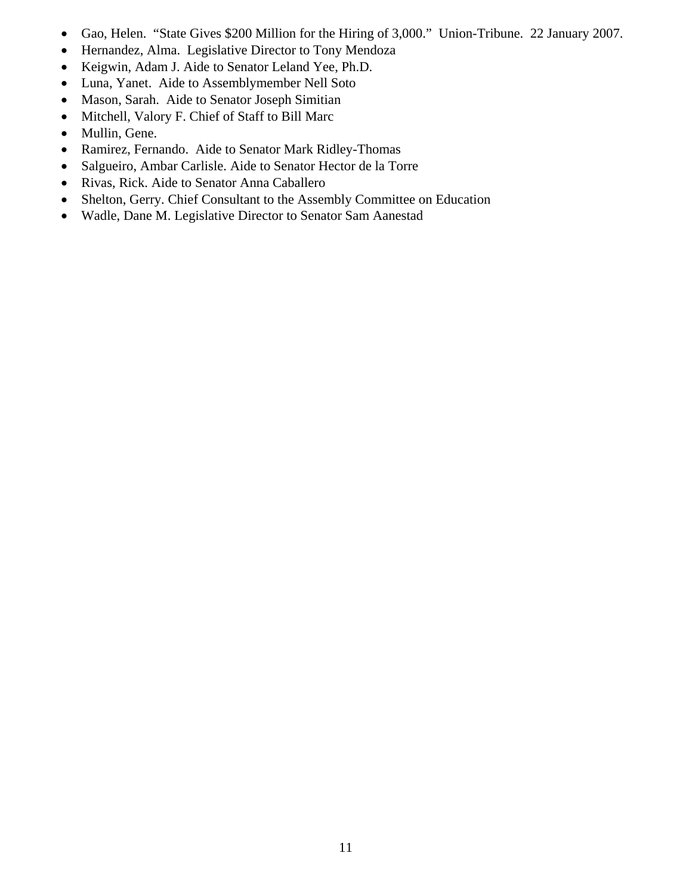- Gao, Helen. "State Gives $200 Million for the Hiring of 3,000." Union-Tribune. 22 January 2007.
- Hernandez, Alma. Legislative Director to Tony Mendoza
- Keigwin, Adam J. Aide to Senator Leland Yee, Ph.D.
- Luna, Yanet. Aide to Assemblymember Nell Soto
- Mason, Sarah. Aide to Senator Joseph Simitian
- Mitchell, Valory F. Chief of Staff to Bill Marc
- Mullin, Gene.
- Ramirez, Fernando. Aide to Senator Mark Ridley-Thomas
- Salgueiro, Ambar Carlisle. Aide to Senator Hector de la Torre
- Rivas, Rick. Aide to Senator Anna Caballero
- Shelton, Gerry. Chief Consultant to the Assembly Committee on Education
- Wadle, Dane M. Legislative Director to Senator Sam Aanestad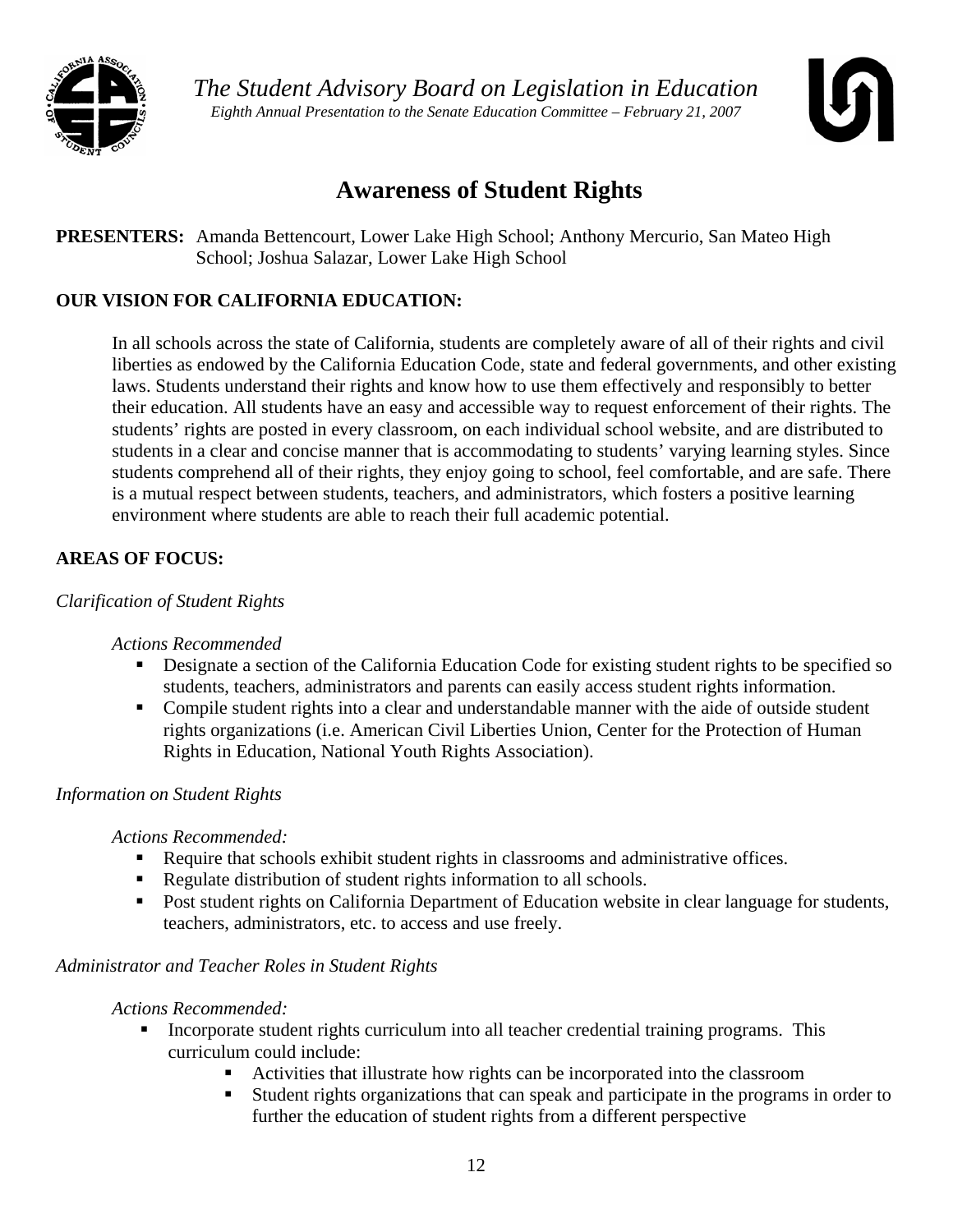*The Student Advisory Board on Legislation in Education*

*Eighth Annual Presentation to the Senate Education Committee – February 21, 2007*

# Awareness of Student Rights

**PRESENTERS:** Amanda Bettencourt, Lower Lake High School; Anthony Mercurio, San Mateo High School; Joshua Salazar, Lower Lake High School

**OUR VISION FOR CALIFORNIA EDUCATION:**

In all schools across the state of California, students are completely aware of all of their rights and civil liberties as endowed by the California Education Code, state and federal governments, and other existing laws. Students understand their rights and know how to use them effectively and responsibly to better their education. All students have an easy and accessible way to request enforcement of their rights. The students' rights are posted in every classroom, on each individual school website, and are distributed to students in a clear and concise manner that is accommodating to students' varying learning styles. Since students comprehend all of their rights, they enjoy going to school, feel comfortable, and are safe. There is a mutual respect between students, teachers, and administrators, which fosters a positive learning environment where students are able to reach their full academic potential.

**AREAS OF FOCUS:**

*Clarification of Student Rights*

*Actions Recommended*

- Designate a section of the California Education Code for existing student rights to be specified so students, teachers, administrators and parents can easily access student rights information.
- Compile student rights into a clear and understandable manner with the aide of outside student rights organizations (i.e. American Civil Liberties Union, Center for the Protection of Human Rights in Education, National Youth Rights Association).

*Information on Student Rights*

*Actions Recommended:*

- Require that schools exhibit student rights in classrooms and administrative offices.
- Regulate distribution of student rights information to all schools.
- Post student rights on California Department of Education website in clear language for students, teachers, administrators, etc. to access and use freely.

*Administrator and Teacher Roles in Student Rights*

*Actions Recommended:*

- Incorporate student rights curriculum into all teacher credential training programs. This curriculum could include:
  - Activities that illustrate how rights can be incorporated into the classroom
  - Student rights organizations that can speak and participate in the programs in order to further the education of student rights from a different perspective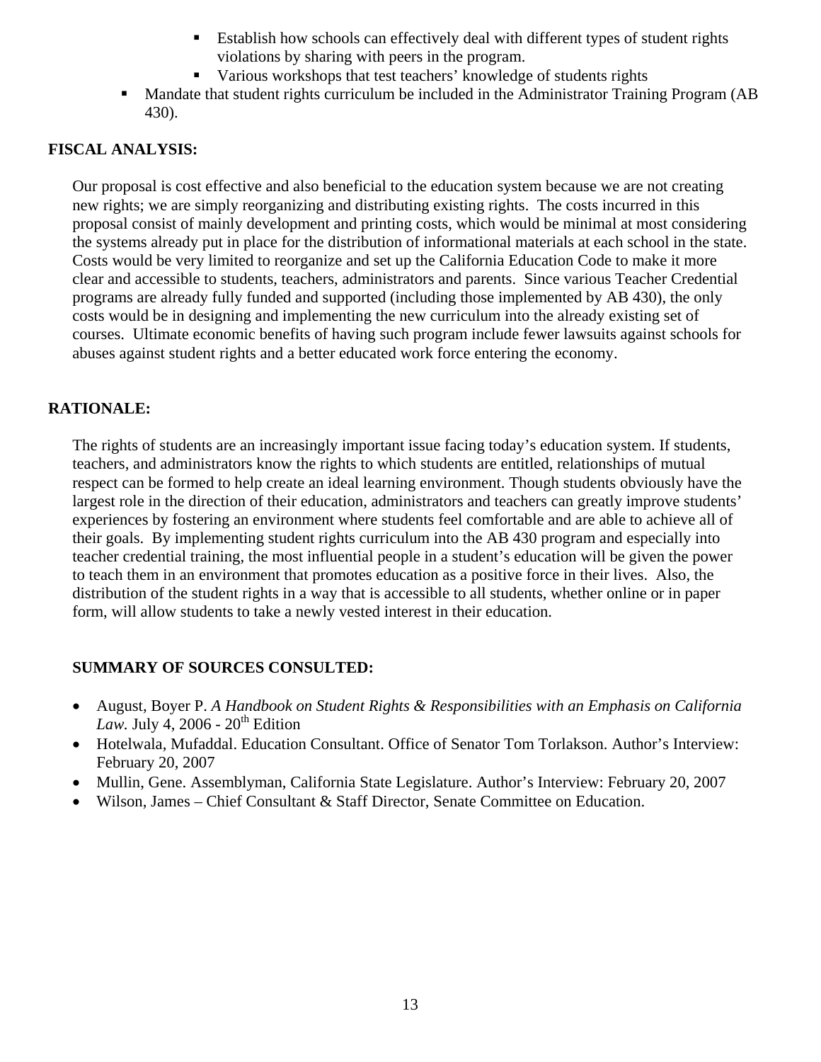- Establish how schools can effectively deal with different types of student rights violations by sharing with peers in the program.
    - Various workshops that test teachers' knowledge of students rights
- Mandate that student rights curriculum be included in the Administrator Training Program (AB 430).

**FISCAL ANALYSIS:**

Our proposal is cost effective and also beneficial to the education system because we are not creating new rights; we are simply reorganizing and distributing existing rights. The costs incurred in this proposal consist of mainly development and printing costs, which would be minimal at most considering the systems already put in place for the distribution of informational materials at each school in the state. Costs would be very limited to reorganize and set up the California Education Code to make it more clear and accessible to students, teachers, administrators and parents. Since various Teacher Credential programs are already fully funded and supported (including those implemented by AB 430), the only costs would be in designing and implementing the new curriculum into the already existing set of courses. Ultimate economic benefits of having such program include fewer lawsuits against schools for abuses against student rights and a better educated work force entering the economy.

**RATIONALE:**

The rights of students are an increasingly important issue facing today's education system. If students, teachers, and administrators know the rights to which students are entitled, relationships of mutual respect can be formed to help create an ideal learning environment. Though students obviously have the largest role in the direction of their education, administrators and teachers can greatly improve students' experiences by fostering an environment where students feel comfortable and are able to achieve all of their goals. By implementing student rights curriculum into the AB 430 program and especially into teacher credential training, the most influential people in a student's education will be given the power to teach them in an environment that promotes education as a positive force in their lives. Also, the distribution of the student rights in a way that is accessible to all students, whether online or in paper form, will allow students to take a newly vested interest in their education.

**SUMMARY OF SOURCES CONSULTED:**

- August, Boyer P. *A Handbook on Student Rights & Responsibilities with an Emphasis on California Law.* July 4, 2006 - 20th Edition
- Hotelwala, Mufaddal. Education Consultant. Office of Senator Tom Torlakson. Author's Interview: February 20, 2007
- Mullin, Gene. Assemblyman, California State Legislature. Author's Interview: February 20, 2007
- Wilson, James – Chief Consultant & Staff Director, Senate Committee on Education.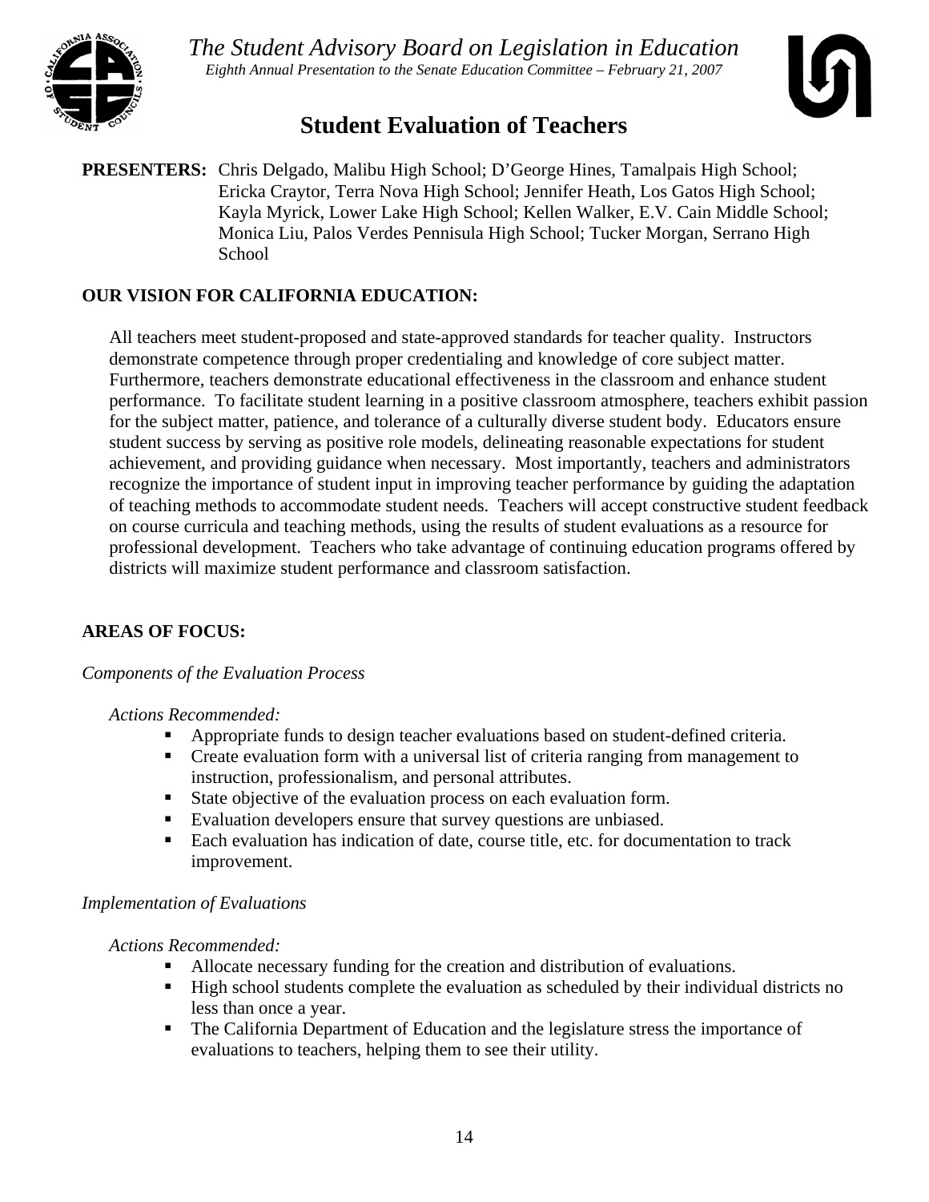*The Student Advisory Board on Legislation in Education*

*Eighth Annual Presentation to the Senate Education Committee – February 21, 2007*

# Student Evaluation of Teachers

**PRESENTERS:** Chris Delgado, Malibu High School; D'George Hines, Tamalpais High School; Ericka Craytor, Terra Nova High School; Jennifer Heath, Los Gatos High School; Kayla Myrick, Lower Lake High School; Kellen Walker, E.V. Cain Middle School; Monica Liu, Palos Verdes Pennisula High School; Tucker Morgan, Serrano High School

**OUR VISION FOR CALIFORNIA EDUCATION:**

All teachers meet student-proposed and state-approved standards for teacher quality. Instructors demonstrate competence through proper credentialing and knowledge of core subject matter. Furthermore, teachers demonstrate educational effectiveness in the classroom and enhance student performance. To facilitate student learning in a positive classroom atmosphere, teachers exhibit passion for the subject matter, patience, and tolerance of a culturally diverse student body. Educators ensure student success by serving as positive role models, delineating reasonable expectations for student achievement, and providing guidance when necessary. Most importantly, teachers and administrators recognize the importance of student input in improving teacher performance by guiding the adaptation of teaching methods to accommodate student needs. Teachers will accept constructive student feedback on course curricula and teaching methods, using the results of student evaluations as a resource for professional development. Teachers who take advantage of continuing education programs offered by districts will maximize student performance and classroom satisfaction.

**AREAS OF FOCUS:**

*Components of the Evaluation Process*

*Actions Recommended:*

- Appropriate funds to design teacher evaluations based on student-defined criteria.
- Create evaluation form with a universal list of criteria ranging from management to instruction, professionalism, and personal attributes.
- State objective of the evaluation process on each evaluation form.
- Evaluation developers ensure that survey questions are unbiased.
- Each evaluation has indication of date, course title, etc. for documentation to track improvement.

*Implementation of Evaluations*

*Actions Recommended:*

- Allocate necessary funding for the creation and distribution of evaluations.
- High school students complete the evaluation as scheduled by their individual districts no less than once a year.
- The California Department of Education and the legislature stress the importance of evaluations to teachers, helping them to see their utility.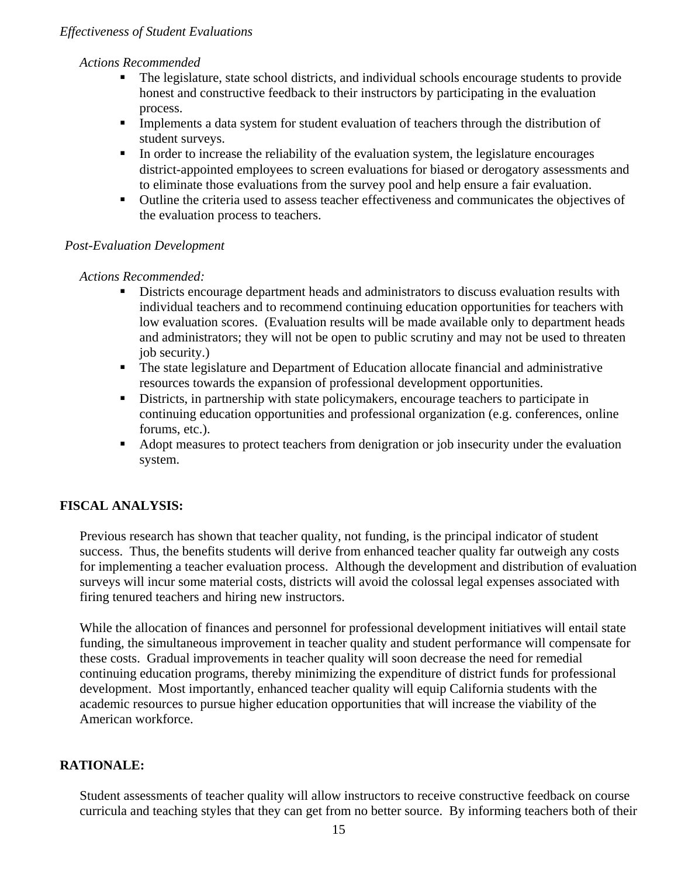*Effectiveness of Student Evaluations*

*Actions Recommended*

- The legislature, state school districts, and individual schools encourage students to provide honest and constructive feedback to their instructors by participating in the evaluation process.
- Implements a data system for student evaluation of teachers through the distribution of student surveys.
- In order to increase the reliability of the evaluation system, the legislature encourages district-appointed employees to screen evaluations for biased or derogatory assessments and to eliminate those evaluations from the survey pool and help ensure a fair evaluation.
- Outline the criteria used to assess teacher effectiveness and communicates the objectives of the evaluation process to teachers.

*Post-Evaluation Development*

*Actions Recommended:*

- Districts encourage department heads and administrators to discuss evaluation results with individual teachers and to recommend continuing education opportunities for teachers with low evaluation scores. (Evaluation results will be made available only to department heads and administrators; they will not be open to public scrutiny and may not be used to threaten job security.)
- The state legislature and Department of Education allocate financial and administrative resources towards the expansion of professional development opportunities.
- Districts, in partnership with state policymakers, encourage teachers to participate in continuing education opportunities and professional organization (e.g. conferences, online forums, etc.).
- Adopt measures to protect teachers from denigration or job insecurity under the evaluation system.

**FISCAL ANALYSIS:**

Previous research has shown that teacher quality, not funding, is the principal indicator of student success. Thus, the benefits students will derive from enhanced teacher quality far outweigh any costs for implementing a teacher evaluation process. Although the development and distribution of evaluation surveys will incur some material costs, districts will avoid the colossal legal expenses associated with firing tenured teachers and hiring new instructors.

While the allocation of finances and personnel for professional development initiatives will entail state funding, the simultaneous improvement in teacher quality and student performance will compensate for these costs. Gradual improvements in teacher quality will soon decrease the need for remedial continuing education programs, thereby minimizing the expenditure of district funds for professional development. Most importantly, enhanced teacher quality will equip California students with the academic resources to pursue higher education opportunities that will increase the viability of the American workforce.

**RATIONALE:**

Student assessments of teacher quality will allow instructors to receive constructive feedback on course curricula and teaching styles that they can get from no better source. By informing teachers both of their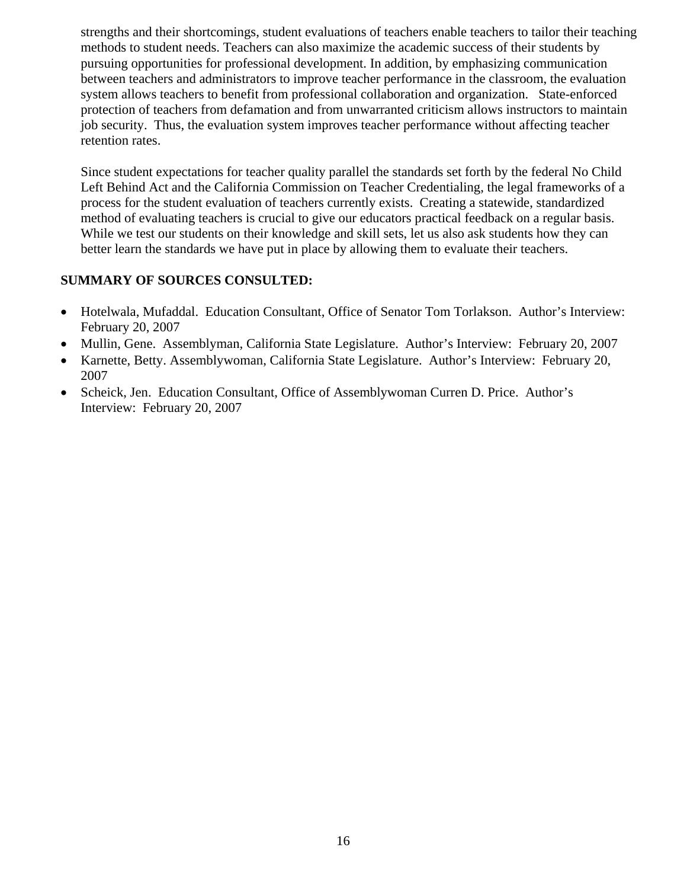strengths and their shortcomings, student evaluations of teachers enable teachers to tailor their teaching methods to student needs. Teachers can also maximize the academic success of their students by pursuing opportunities for professional development. In addition, by emphasizing communication between teachers and administrators to improve teacher performance in the classroom, the evaluation system allows teachers to benefit from professional collaboration and organization. State-enforced protection of teachers from defamation and from unwarranted criticism allows instructors to maintain job security. Thus, the evaluation system improves teacher performance without affecting teacher retention rates.

Since student expectations for teacher quality parallel the standards set forth by the federal No Child Left Behind Act and the California Commission on Teacher Credentialing, the legal frameworks of a process for the student evaluation of teachers currently exists. Creating a statewide, standardized method of evaluating teachers is crucial to give our educators practical feedback on a regular basis. While we test our students on their knowledge and skill sets, let us also ask students how they can better learn the standards we have put in place by allowing them to evaluate their teachers.

**SUMMARY OF SOURCES CONSULTED:**

- Hotelwala, Mufaddal. Education Consultant, Office of Senator Tom Torlakson. Author's Interview: February 20, 2007
- Mullin, Gene. Assemblyman, California State Legislature. Author's Interview: February 20, 2007
- Karnette, Betty. Assemblywoman, California State Legislature. Author's Interview: February 20, 2007
- Scheick, Jen. Education Consultant, Office of Assemblywoman Curren D. Price. Author's Interview: February 20, 2007